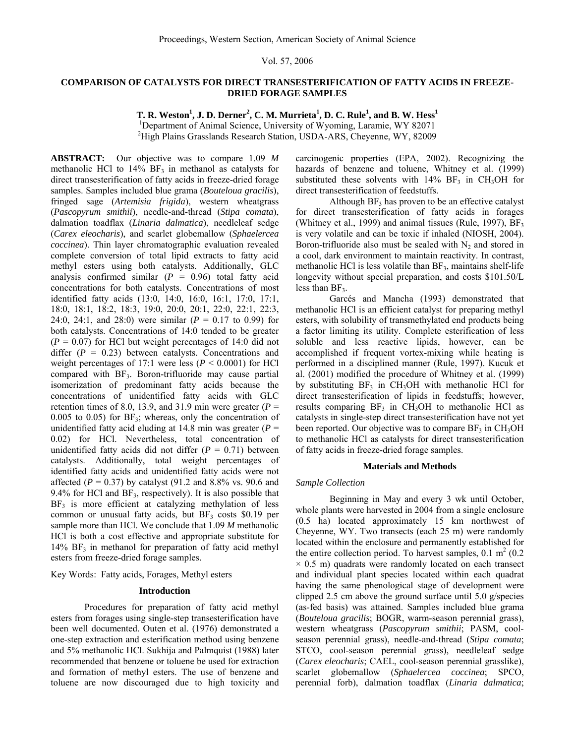# COMPARISON OF CATALYSTS FOR DIRECT TRANSESTERIFICATION OF FATTY ACIDS IN FREEZE-DRIED FORAGE SAMPLES

**T. R. Weston[1], J. D. Derner[2], C. M. Murrieta[1], D. C. Rule[1], and B. W. Hess[1]**

[1]Department of Animal Science, University of Wyoming, Laramie, WY 82071
[2]High Plains Grasslands Research Station, USDA-ARS, Cheyenne, WY, 82009

**ABSTRACT:** Our objective was to compare 1.09 *M* methanolic HCl to 14% $BF_3$ in methanol as catalysts for direct transesterification of fatty acids in freeze-dried forage samples. Samples included blue grama (*Bouteloua gracilis*), fringed sage (*Artemisia frigida*), western wheatgrass (*Pascopyrum smithii*), needle-and-thread (*Stipa comata*), dalmation toadflax (*Linaria dalmatica*), needleleaf sedge (*Carex eleocharis*), and scarlet globemallow (*Sphaelercea coccinea*). Thin layer chromatographic evaluation revealed complete conversion of total lipid extracts to fatty acid methyl esters using both catalysts. Additionally, GLC analysis confirmed similar ($P$ = 0.96) total fatty acid concentrations for both catalysts. Concentrations of most identified fatty acids (13:0, 14:0, 16:0, 16:1, 17:0, 17:1, 18:0, 18:1, 18:2, 18:3, 19:0, 20:0, 20:1, 22:0, 22:1, 22:3, 24:0, 24:1, and 28:0) were similar ($P$ = 0.17 to 0.99) for both catalysts. Concentrations of 14:0 tended to be greater ($P$ = 0.07) for HCl but weight percentages of 14:0 did not differ ($P$ = 0.23) between catalysts. Concentrations and weight percentages of 17:1 were less ($P$ < 0.0001) for HCl compared with $BF_3$. Boron-trifluoride may cause partial isomerization of predominant fatty acids because the concentrations of unidentified fatty acids with GLC retention times of 8.0, 13.9, and 31.9 min were greater ($P$ = 0.005 to 0.05) for $BF_3$; whereas, only the concentration of unidentified fatty acid eluding at 14.8 min was greater ($P$ = 0.02) for HCl. Nevertheless, total concentration of unidentified fatty acids did not differ ($P$ = 0.71) between catalysts. Additionally, total weight percentages of identified fatty acids and unidentified fatty acids were not affected ($P$ = 0.37) by catalyst (91.2 and 8.8% vs. 90.6 and 9.4% for HCl and $BF_3$, respectively). It is also possible that $BF_3$ is more efficient at catalyzing methylation of less common or unusual fatty acids, but $BF_3$ costs \$0.19 per sample more than HCl. We conclude that 1.09 *M* methanolic HCl is both a cost effective and appropriate substitute for 14% $BF_3$ in methanol for preparation of fatty acid methyl esters from freeze-dried forage samples.

Key Words: Fatty acids, Forages, Methyl esters

## Introduction

Procedures for preparation of fatty acid methyl esters from forages using single-step transesterification have been well documented. Outen et al. (1976) demonstrated a one-step extraction and esterification method using benzene and 5% methanolic HCl. Sukhija and Palmquist (1988) later recommended that benzene or toluene be used for extraction and formation of methyl esters. The use of benzene and toluene are now discouraged due to high toxicity and carcinogenic properties (EPA, 2002). Recognizing the hazards of benzene and toluene, Whitney et al. (1999) substituted these solvents with 14% $BF_3$ in $CH_3OH$ for direct transesterification of feedstuffs.

Although $BF_3$ has proven to be an effective catalyst for direct transesterification of fatty acids in forages (Whitney et al., 1999) and animal tissues (Rule, 1997), $BF_3$ is very volatile and can be toxic if inhaled (NIOSH, 2004). Boron-trifluoride also must be sealed with $N_2$ and stored in a cool, dark environment to maintain reactivity. In contrast, methanolic HCl is less volatile than $BF_3$, maintains shelf-life longevity without special preparation, and costs \$101.50/L less than $BF_3$.

Garcés and Mancha (1993) demonstrated that methanolic HCl is an efficient catalyst for preparing methyl esters, with solubility of transmethylated end products being a factor limiting its utility. Complete esterification of less soluble and less reactive lipids, however, can be accomplished if frequent vortex-mixing while heating is performed in a disciplined manner (Rule, 1997). Kucuk et al. (2001) modified the procedure of Whitney et al. (1999) by substituting $BF_3$ in $CH_3OH$ with methanolic HCl for direct transesterification of lipids in feedstuffs; however, results comparing $BF_3$ in $CH_3OH$ to methanolic HCl as catalysts in single-step direct transesterification have not yet been reported. Our objective was to compare $BF_3$ in $CH_3OH$ to methanolic HCl as catalysts for direct transesterification of fatty acids in freeze-dried forage samples.

## Materials and Methods

### *Sample Collection*

Beginning in May and every 3 wk until October, whole plants were harvested in 2004 from a single enclosure (0.5 ha) located approximately 15 km northwest of Cheyenne, WY. Two transects (each 25 m) were randomly located within the enclosure and permanently established for the entire collection period. To harvest samples, 0.1 $m^2$ (0.2 × 0.5 m) quadrats were randomly located on each transect and individual plant species located within each quadrat having the same phenological stage of development were clipped 2.5 cm above the ground surface until 5.0 g/species (as-fed basis) was attained. Samples included blue grama (*Bouteloua gracilis*; BOGR, warm-season perennial grass), western wheatgrass (*Pascopyrum smithii*; PASM, cool-season perennial grass), needle-and-thread (*Stipa comata*; STCO, cool-season perennial grass), needleleaf sedge (*Carex eleocharis*; CAEL, cool-season perennial grasslike), scarlet globemallow (*Sphaelercea coccinea*; SPCO, perennial forb), dalmation toadflax (*Linaria dalmatica*;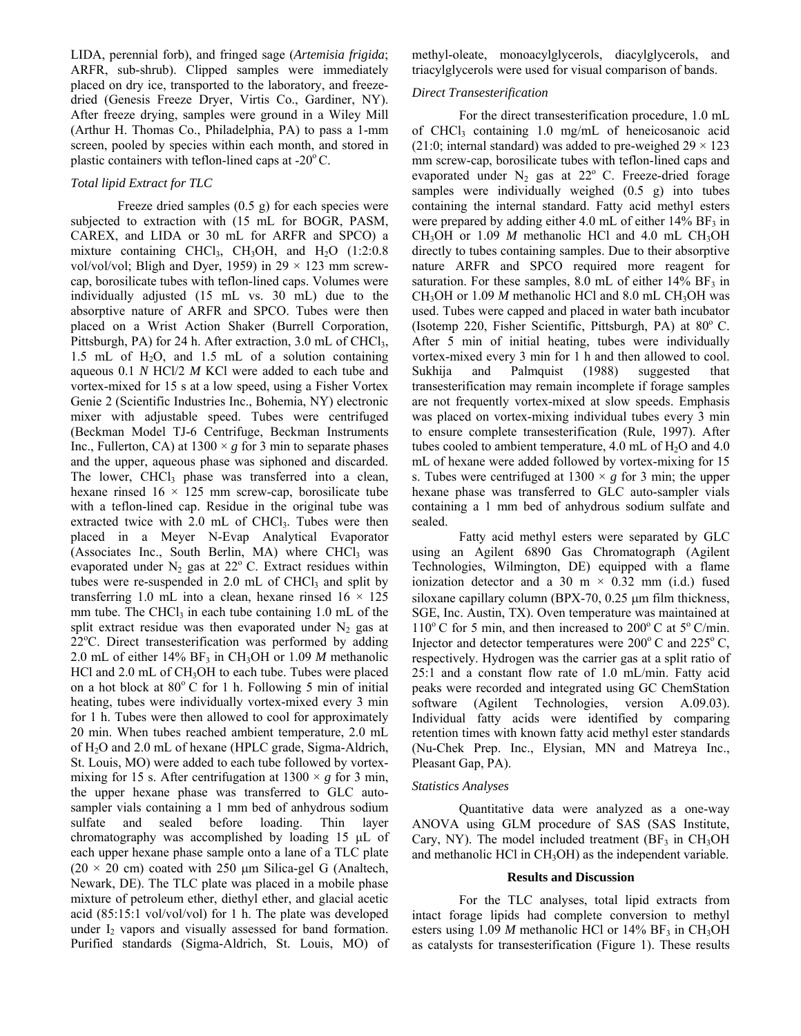LIDA, perennial forb), and fringed sage (*Artemisia frigida*; ARFR, sub-shrub). Clipped samples were immediately placed on dry ice, transported to the laboratory, and freeze-dried (Genesis Freeze Dryer, Virtis Co., Gardiner, NY). After freeze drying, samples were ground in a Wiley Mill (Arthur H. Thomas Co., Philadelphia, PA) to pass a 1-mm screen, pooled by species within each month, and stored in plastic containers with teflon-lined caps at -20$^o$C.

### *Total lipid Extract for TLC*

Freeze dried samples (0.5 g) for each species were subjected to extraction with (15 mL for BOGR, PASM, CAREX, and LIDA or 30 mL for ARFR and SPCO) a mixture containing $CHCl_3$, $CH_3OH$, and $H_2O$ (1:2:0.8 vol/vol/vol; Bligh and Dyer, 1959) in 29 × 123 mm screw-cap, borosilicate tubes with teflon-lined caps. Volumes were individually adjusted (15 mL vs. 30 mL) due to the absorptive nature of ARFR and SPCO. Tubes were then placed on a Wrist Action Shaker (Burrell Corporation, Pittsburgh, PA) for 24 h. After extraction, 3.0 mL of $CHCl_3$, 1.5 mL of $H_2O$, and 1.5 mL of a solution containing aqueous 0.1 *N* HCl/2 *M* KCl were added to each tube and vortex-mixed for 15 s at a low speed, using a Fisher Vortex Genie 2 (Scientific Industries Inc., Bohemia, NY) electronic mixer with adjustable speed. Tubes were centrifuged (Beckman Model TJ-6 Centrifuge, Beckman Instruments Inc., Fullerton, CA) at 1300 × *g* for 3 min to separate phases and the upper, aqueous phase was siphoned and discarded. The lower, $CHCl_3$ phase was transferred into a clean, hexane rinsed 16 × 125 mm screw-cap, borosilicate tube with a teflon-lined cap. Residue in the original tube was extracted twice with 2.0 mL of $CHCl_3$. Tubes were then placed in a Meyer N-Evap Analytical Evaporator (Associates Inc., South Berlin, MA) where $CHCl_3$ was evaporated under $N_2$ gas at 22$^o$ C. Extract residues within tubes were re-suspended in 2.0 mL of $CHCl_3$ and split by transferring 1.0 mL into a clean, hexane rinsed 16 × 125 mm tube. The $CHCl_3$ in each tube containing 1.0 mL of the split extract residue was then evaporated under $N_2$ gas at 22$^o$C. Direct transesterification was performed by adding 2.0 mL of either 14% $BF_3$ in $CH_3OH$ or 1.09 *M* methanolic HCl and 2.0 mL of $CH_3OH$ to each tube. Tubes were placed on a hot block at 80$^o$ C for 1 h. Following 5 min of initial heating, tubes were individually vortex-mixed every 3 min for 1 h. Tubes were then allowed to cool for approximately 20 min. When tubes reached ambient temperature, 2.0 mL of $H_2O$ and 2.0 mL of hexane (HPLC grade, Sigma-Aldrich, St. Louis, MO) were added to each tube followed by vortex-mixing for 15 s. After centrifugation at 1300 × *g* for 3 min, the upper hexane phase was transferred to GLC auto-sampler vials containing a 1 mm bed of anhydrous sodium sulfate and sealed before loading. Thin layer chromatography was accomplished by loading 15 µL of each upper hexane phase sample onto a lane of a TLC plate (20 × 20 cm) coated with 250 µm Silica-gel G (Analtech, Newark, DE). The TLC plate was placed in a mobile phase mixture of petroleum ether, diethyl ether, and glacial acetic acid (85:15:1 vol/vol/vol) for 1 h. The plate was developed under $I_2$ vapors and visually assessed for band formation. Purified standards (Sigma-Aldrich, St. Louis, MO) of methyl-oleate, monoacylglycerols, diacylglycerols, and triacylglycerols were used for visual comparison of bands.

### *Direct Transesterification*

For the direct transesterification procedure, 1.0 mL of $CHCl_3$ containing 1.0 mg/mL of heneicosanoic acid (21:0; internal standard) was added to pre-weighed 29 × 123 mm screw-cap, borosilicate tubes with teflon-lined caps and evaporated under $N_2$ gas at 22$^o$ C. Freeze-dried forage samples were individually weighed (0.5 g) into tubes containing the internal standard. Fatty acid methyl esters were prepared by adding either 4.0 mL of either 14% $BF_3$ in $CH_3OH$ or 1.09 *M* methanolic HCl and 4.0 mL $CH_3OH$ directly to tubes containing samples. Due to their absorptive nature ARFR and SPCO required more reagent for saturation. For these samples, 8.0 mL of either 14% $BF_3$ in $CH_3OH$ or 1.09 *M* methanolic HCl and 8.0 mL $CH_3OH$ was used. Tubes were capped and placed in water bath incubator (Isotemp 220, Fisher Scientific, Pittsburgh, PA) at 80$^o$ C. After 5 min of initial heating, tubes were individually vortex-mixed every 3 min for 1 h and then allowed to cool. Sukhija and Palmquist (1988) suggested that transesterification may remain incomplete if forage samples are not frequently vortex-mixed at slow speeds. Emphasis was placed on vortex-mixing individual tubes every 3 min to ensure complete transesterification (Rule, 1997). After tubes cooled to ambient temperature, 4.0 mL of $H_2O$ and 4.0 mL of hexane were added followed by vortex-mixing for 15 s. Tubes were centrifuged at 1300 × *g* for 3 min; the upper hexane phase was transferred to GLC auto-sampler vials containing a 1 mm bed of anhydrous sodium sulfate and sealed.

Fatty acid methyl esters were separated by GLC using an Agilent 6890 Gas Chromatograph (Agilent Technologies, Wilmington, DE) equipped with a flame ionization detector and a 30 m × 0.32 mm (i.d.) fused siloxane capillary column (BPX-70, 0.25 µm film thickness, SGE, Inc. Austin, TX). Oven temperature was maintained at 110$^o$ C for 5 min, and then increased to 200$^o$ C at 5$^o$ C/min. Injector and detector temperatures were 200$^o$ C and 225$^o$ C, respectively. Hydrogen was the carrier gas at a split ratio of 25:1 and a constant flow rate of 1.0 mL/min. Fatty acid peaks were recorded and integrated using GC ChemStation software (Agilent Technologies, version A.09.03). Individual fatty acids were identified by comparing retention times with known fatty acid methyl ester standards (Nu-Chek Prep. Inc., Elysian, MN and Matreya Inc., Pleasant Gap, PA).

### *Statistics Analyses*

Quantitative data were analyzed as a one-way ANOVA using GLM procedure of SAS (SAS Institute, Cary, NY). The model included treatment ($BF_3$ in $CH_3OH$ and methanolic HCl in $CH_3OH$) as the independent variable.

## Results and Discussion

For the TLC analyses, total lipid extracts from intact forage lipids had complete conversion to methyl esters using 1.09 *M* methanolic HCl or 14% $BF_3$ in $CH_3OH$ as catalysts for transesterification (Figure 1). These results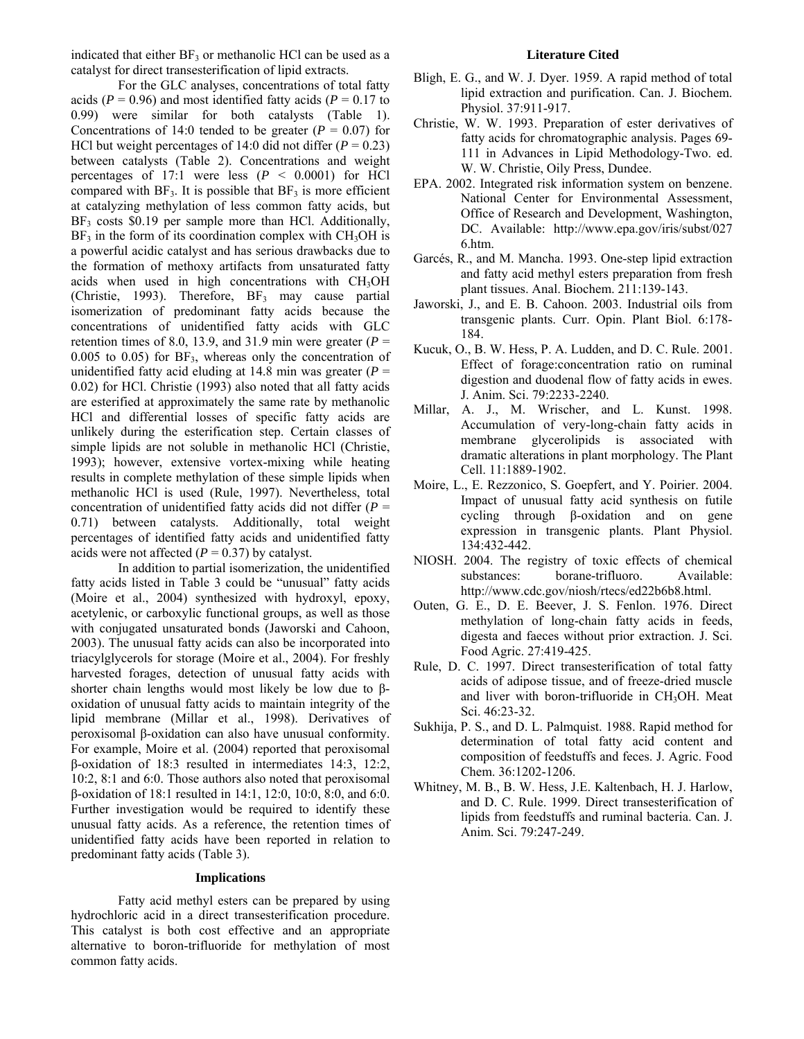indicated that either $BF_3$ or methanolic HCl can be used as a catalyst for direct transesterification of lipid extracts.

For the GLC analyses, concentrations of total fatty acids ($P = 0.96$) and most identified fatty acids ($P = 0.17$ to 0.99) were similar for both catalysts (Table 1). Concentrations of 14:0 tended to be greater ($P = 0.07$) for HCl but weight percentages of 14:0 did not differ ($P = 0.23$) between catalysts (Table 2). Concentrations and weight percentages of 17:1 were less ($P < 0.0001$) for HCl compared with $BF_3$. It is possible that $BF_3$ is more efficient at catalyzing methylation of less common fatty acids, but $BF_3$ costs \$0.19 per sample more than HCl. Additionally, $BF_3$ in the form of its coordination complex with $CH_3OH$ is a powerful acidic catalyst and has serious drawbacks due to the formation of methoxy artifacts from unsaturated fatty acids when used in high concentrations with $CH_3OH$ (Christie, 1993). Therefore, $BF_3$ may cause partial isomerization of predominant fatty acids because the concentrations of unidentified fatty acids with GLC retention times of 8.0, 13.9, and 31.9 min were greater ($P = 0.005$ to 0.05) for $BF_3$, whereas only the concentration of unidentified fatty acid eluding at 14.8 min was greater ($P = 0.02$) for HCl. Christie (1993) also noted that all fatty acids are esterified at approximately the same rate by methanolic HCl and differential losses of specific fatty acids are unlikely during the esterification step. Certain classes of simple lipids are not soluble in methanolic HCl (Christie, 1993); however, extensive vortex-mixing while heating results in complete methylation of these simple lipids when methanolic HCl is used (Rule, 1997). Nevertheless, total concentration of unidentified fatty acids did not differ ($P = 0.71$) between catalysts. Additionally, total weight percentages of identified fatty acids and unidentified fatty acids were not affected ($P = 0.37$) by catalyst.

In addition to partial isomerization, the unidentified fatty acids listed in Table 3 could be "unusual" fatty acids (Moire et al., 2004) synthesized with hydroxyl, epoxy, acetylenic, or carboxylic functional groups, as well as those with conjugated unsaturated bonds (Jaworski and Cahoon, 2003). The unusual fatty acids can also be incorporated into triacylglycerols for storage (Moire et al., 2004). For freshly harvested forages, detection of unusual fatty acids with shorter chain lengths would most likely be low due to β-oxidation of unusual fatty acids to maintain integrity of the lipid membrane (Millar et al., 1998). Derivatives of peroxisomal β-oxidation can also have unusual conformity. For example, Moire et al. (2004) reported that peroxisomal β-oxidation of 18:3 resulted in intermediates 14:3, 12:2, 10:2, 8:1 and 6:0. Those authors also noted that peroxisomal β-oxidation of 18:1 resulted in 14:1, 12:0, 10:0, 8:0, and 6:0. Further investigation would be required to identify these unusual fatty acids. As a reference, the retention times of unidentified fatty acids have been reported in relation to predominant fatty acids (Table 3).

## Implications

Fatty acid methyl esters can be prepared by using hydrochloric acid in a direct transesterification procedure. This catalyst is both cost effective and an appropriate alternative to boron-trifluoride for methylation of most common fatty acids.

## Literature Cited

Bligh, E. G., and W. J. Dyer. 1959. A rapid method of total lipid extraction and purification. Can. J. Biochem. Physiol. 37:911-917.

Christie, W. W. 1993. Preparation of ester derivatives of fatty acids for chromatographic analysis. Pages 69-111 in Advances in Lipid Methodology-Two. ed. W. W. Christie, Oily Press, Dundee.

EPA. 2002. Integrated risk information system on benzene. National Center for Environmental Assessment, Office of Research and Development, Washington, DC. Available: http://www.epa.gov/iris/subst/0276.htm.

Garcés, R., and M. Mancha. 1993. One-step lipid extraction and fatty acid methyl esters preparation from fresh plant tissues. Anal. Biochem. 211:139-143.

Jaworski, J., and E. B. Cahoon. 2003. Industrial oils from transgenic plants. Curr. Opin. Plant Biol. 6:178-184.

Kucuk, O., B. W. Hess, P. A. Ludden, and D. C. Rule. 2001. Effect of forage:concentration ratio on ruminal digestion and duodenal flow of fatty acids in ewes. J. Anim. Sci. 79:2233-2240.

Millar, A. J., M. Wrischer, and L. Kunst. 1998. Accumulation of very-long-chain fatty acids in membrane glycerolipids is associated with dramatic alterations in plant morphology. The Plant Cell. 11:1889-1902.

Moire, L., E. Rezzonico, S. Goepfert, and Y. Poirier. 2004. Impact of unusual fatty acid synthesis on futile cycling through β-oxidation and on gene expression in transgenic plants. Plant Physiol. 134:432-442.

NIOSH. 2004. The registry of toxic effects of chemical substances: borane-trifluoro. Available: http://www.cdc.gov/niosh/rtecs/ed22b6b8.html.

Outen, G. E., D. E. Beever, J. S. Fenlon. 1976. Direct methylation of long-chain fatty acids in feeds, digesta and faeces without prior extraction. J. Sci. Food Agric. 27:419-425.

Rule, D. C. 1997. Direct transesterification of total fatty acids of adipose tissue, and of freeze-dried muscle and liver with boron-trifluoride in $CH_3OH$. Meat Sci. 46:23-32.

Sukhija, P. S., and D. L. Palmquist. 1988. Rapid method for determination of total fatty acid content and composition of feedstuffs and feces. J. Agric. Food Chem. 36:1202-1206.

Whitney, M. B., B. W. Hess, J.E. Kaltenbach, H. J. Harlow, and D. C. Rule. 1999. Direct transesterification of lipids from feedstuffs and ruminal bacteria. Can. J. Anim. Sci. 79:247-249.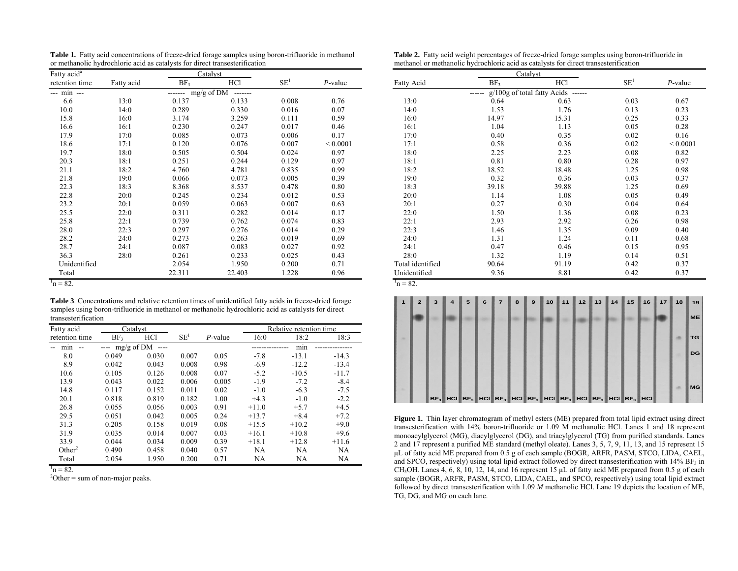**Table 1.** Fatty acid concentrations of freeze-dried forage samples using boron-trifluoride in methanol or methanolic hydrochloric acid as catalysts for direct transesterification

| Fatty acid[a] retention time | Fatty acid | Catalyst | | SE[1] | *P*-value |
|---|---|---|---|---|---|
| | | $BF_3$ | HCl | | |
| --- min --- | | ------- mg/g of DM ------- | | | |
| 6.6 | 13:0 | 0.137 | 0.133 | 0.008 | 0.76 |
| 10.0 | 14:0 | 0.289 | 0.330 | 0.016 | 0.07 |
| 15.8 | 16:0 | 3.174 | 3.259 | 0.111 | 0.59 |
| 16.6 | 16:1 | 0.230 | 0.247 | 0.017 | 0.46 |
| 17.9 | 17:0 | 0.085 | 0.073 | 0.006 | 0.17 |
| 18.6 | 17:1 | 0.120 | 0.076 | 0.007 | < 0.0001 |
| 19.7 | 18:0 | 0.505 | 0.504 | 0.024 | 0.97 |
| 20.3 | 18:1 | 0.251 | 0.244 | 0.129 | 0.97 |
| 21.1 | 18:2 | 4.760 | 4.781 | 0.835 | 0.99 |
| 21.8 | 19:0 | 0.066 | 0.073 | 0.005 | 0.39 |
| 22.3 | 18:3 | 8.368 | 8.537 | 0.478 | 0.80 |
| 22.8 | 20:0 | 0.245 | 0.234 | 0.012 | 0.53 |
| 23.2 | 20:1 | 0.059 | 0.063 | 0.007 | 0.63 |
| 25.5 | 22:0 | 0.311 | 0.282 | 0.014 | 0.17 |
| 25.8 | 22:1 | 0.739 | 0.762 | 0.074 | 0.83 |
| 28.0 | 22:3 | 0.297 | 0.276 | 0.014 | 0.29 |
| 28.2 | 24:0 | 0.273 | 0.263 | 0.019 | 0.69 |
| 28.7 | 24:1 | 0.087 | 0.083 | 0.027 | 0.92 |
| 36.3 | 28:0 | 0.261 | 0.233 | 0.025 | 0.43 |
| Unidentified | | 2.054 | 1.950 | 0.200 | 0.71 |
| Total | | 22.311 | 22.403 | 1.228 | 0.96 |

[1]n = 82.

**Table 2.** Fatty acid weight percentages of freeze-dried forage samples using boron-trifluoride in methanol or methanolic hydrochloric acid as catalysts for direct transesterification

| Fatty Acid | Catalyst | | SE[1] | *P*-value |
|---|---|---|---|---|
| | $BF_3$ | HCl | | |
| | ------ g/100g of total fatty Acids ------ | | | |
| 13:0 | 0.64 | 0.63 | 0.03 | 0.67 |
| 14:0 | 1.53 | 1.76 | 0.13 | 0.23 |
| 16:0 | 14.97 | 15.31 | 0.25 | 0.33 |
| 16:1 | 1.04 | 1.13 | 0.05 | 0.28 |
| 17:0 | 0.40 | 0.35 | 0.02 | 0.16 |
| 17:1 | 0.58 | 0.36 | 0.02 | < 0.0001 |
| 18:0 | 2.25 | 2.23 | 0.08 | 0.82 |
| 18:1 | 0.81 | 0.80 | 0.28 | 0.97 |
| 18:2 | 18.52 | 18.48 | 1.25 | 0.98 |
| 19:0 | 0.32 | 0.36 | 0.03 | 0.37 |
| 18:3 | 39.18 | 39.88 | 1.25 | 0.69 |
| 20:0 | 1.14 | 1.08 | 0.05 | 0.49 |
| 20:1 | 0.27 | 0.30 | 0.04 | 0.64 |
| 22:0 | 1.50 | 1.36 | 0.08 | 0.23 |
| 22:1 | 2.93 | 2.92 | 0.26 | 0.98 |
| 22:3 | 1.46 | 1.35 | 0.09 | 0.40 |
| 24:0 | 1.31 | 1.24 | 0.11 | 0.68 |
| 24:1 | 0.47 | 0.46 | 0.15 | 0.95 |
| 28:0 | 1.32 | 1.19 | 0.14 | 0.51 |
| Total identified | 90.64 | 91.19 | 0.42 | 0.37 |
| Unidentified | 9.36 | 8.81 | 0.42 | 0.37 |

[1]n = 82.

**Table 3**. Concentrations and relative retention times of unidentified fatty acids in freeze-dried forage samples using boron-trifluoride in methanol or methanolic hydrochloric acid as catalysts for direct transesterification

| Fatty acid retention time | Catalyst | | SE[1] | *P*-value | Relative retention time | | |
|---|---|---|---|---|---|---|---|
| | $BF_3$ | HCl | | | 16:0 | 18:2 | 18:3 |
| -- min -- | ---- mg/g of DM ---- | | | | --------------- min --------------- | | |
| 8.0 | 0.049 | 0.030 | 0.007 | 0.05 | -7.8 | -13.1 | -14.3 |
| 8.9 | 0.042 | 0.043 | 0.008 | 0.98 | -6.9 | -12.2 | -13.4 |
| 10.6 | 0.105 | 0.126 | 0.008 | 0.07 | -5.2 | -10.5 | -11.7 |
| 13.9 | 0.043 | 0.022 | 0.006 | 0.005 | -1.9 | -7.2 | -8.4 |
| 14.8 | 0.117 | 0.152 | 0.011 | 0.02 | -1.0 | -6.3 | -7.5 |
| 20.1 | 0.818 | 0.819 | 0.182 | 1.00 | +4.3 | -1.0 | -2.2 |
| 26.8 | 0.055 | 0.056 | 0.003 | 0.91 | +11.0 | +5.7 | +4.5 |
| 29.5 | 0.051 | 0.042 | 0.005 | 0.24 | +13.7 | +8.4 | +7.2 |
| 31.3 | 0.205 | 0.158 | 0.019 | 0.08 | +15.5 | +10.2 | +9.0 |
| 31.9 | 0.035 | 0.014 | 0.007 | 0.03 | +16.1 | +10.8 | +9.6 |
| 33.9 | 0.044 | 0.034 | 0.009 | 0.39 | +18.1 | +12.8 | +11.6 |
| Other[2] | 0.490 | 0.458 | 0.040 | 0.57 | NA | NA | NA |
| Total | 2.054 | 1.950 | 0.200 | 0.71 | NA | NA | NA |

[1]n = 82.

[2]Other = sum of non-major peaks.

1 2 3 4 5 6 7 8 9 10 11 12 13 14 15 16 17 18 19

ME
TG
DG
MG

$BF_3$ HCl $BF_3$ HCl $BF_3$ HCl $BF_3$ HCl $BF_3$ HCl $BF_3$ HCl $BF_3$ HCl

**Figure 1.** Thin layer chromatogram of methyl esters (ME) prepared from total lipid extract using direct transesterification with 14% boron-trifluoride or 1.09 M methanolic HCl. Lanes 1 and 18 represent monoacylglycerol (MG), diacylglycerol (DG), and triacylglycerol (TG) from purified standards. Lanes 2 and 17 represent a purified ME standard (methyl oleate). Lanes 3, 5, 7, 9, 11, 13, and 15 represent 15 µL of fatty acid ME prepared from 0.5 g of each sample (BOGR, ARFR, PASM, STCO, LIDA, CAEL, and SPCO, respectively) using total lipid extract followed by direct transesterification with 14% $BF_3$ in $CH_3OH$. Lanes 4, 6, 8, 10, 12, 14, and 16 represent 15 µL of fatty acid ME prepared from 0.5 g of each sample (BOGR, ARFR, PASM, STCO, LIDA, CAEL, and SPCO, respectively) using total lipid extract followed by direct transesterification with 1.09 *M* methanolic HCl. Lane 19 depicts the location of ME, TG, DG, and MG on each lane.